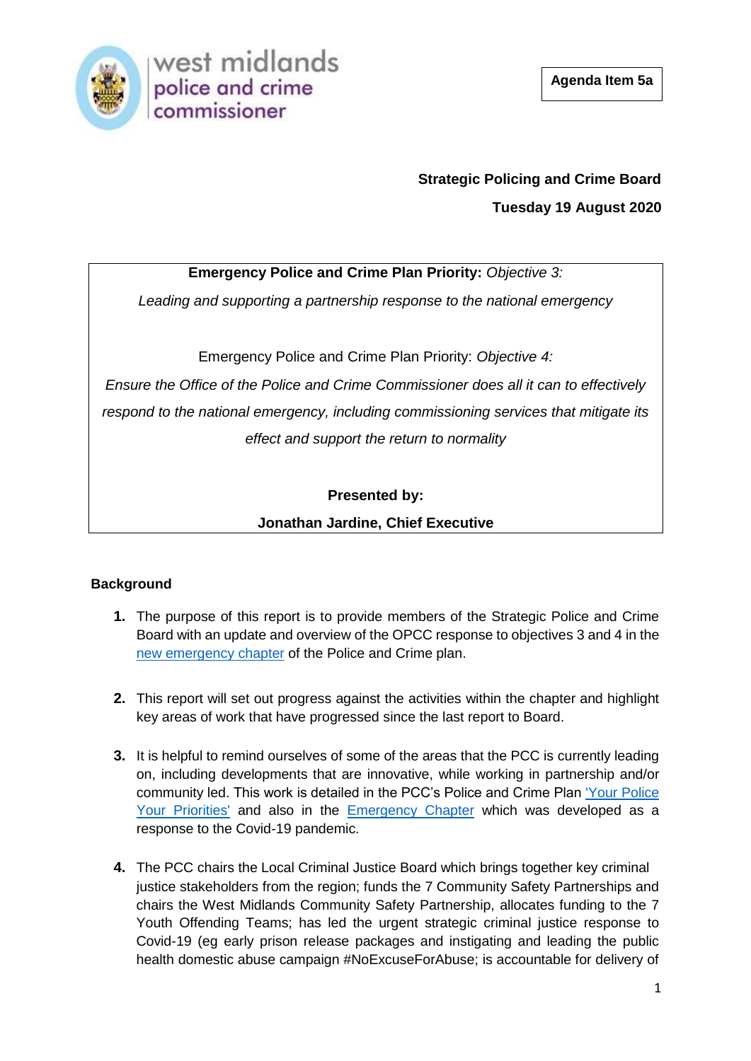west midlands police and crime commissioner

**Agenda Item 5a**

**Strategic Policing and Crime Board**

**Tuesday 19 August 2020**

**Emergency Police and Crime Plan Priority:** *Objective 3:*

*Leading and supporting a partnership response to the national emergency*

Emergency Police and Crime Plan Priority: *Objective 4:*

*Ensure the Office of the Police and Crime Commissioner does all it can to effectively respond to the national emergency, including commissioning services that mitigate its effect and support the return to normality*

**Presented by:**

**Jonathan Jardine, Chief Executive**

## Background

1. The purpose of this report is to provide members of the Strategic Police and Crime Board with an update and overview of the OPCC response to objectives 3 and 4 in the new emergency chapter of the Police and Crime plan.

2. This report will set out progress against the activities within the chapter and highlight key areas of work that have progressed since the last report to Board.

3. It is helpful to remind ourselves of some of the areas that the PCC is currently leading on, including developments that are innovative, while working in partnership and/or community led. This work is detailed in the PCC's Police and Crime Plan 'Your Police Your Priorities' and also in the Emergency Chapter which was developed as a response to the Covid-19 pandemic.

4. The PCC chairs the Local Criminal Justice Board which brings together key criminal justice stakeholders from the region; funds the 7 Community Safety Partnerships and chairs the West Midlands Community Safety Partnership, allocates funding to the 7 Youth Offending Teams; has led the urgent strategic criminal justice response to Covid-19 (eg early prison release packages and instigating and leading the public health domestic abuse campaign #NoExcuseForAbuse; is accountable for delivery of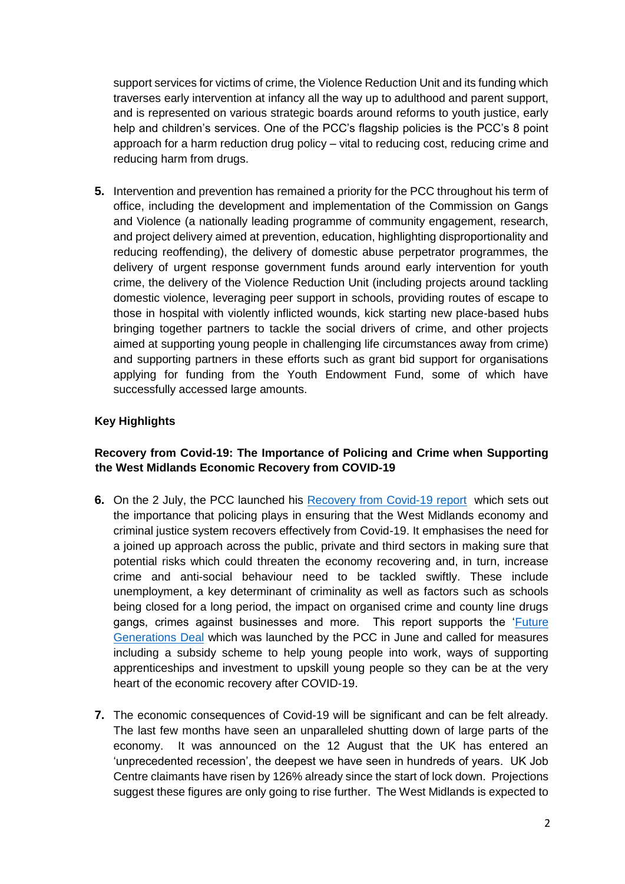support services for victims of crime, the Violence Reduction Unit and its funding which traverses early intervention at infancy all the way up to adulthood and parent support, and is represented on various strategic boards around reforms to youth justice, early help and children's services. One of the PCC's flagship policies is the PCC's 8 point approach for a harm reduction drug policy – vital to reducing cost, reducing crime and reducing harm from drugs.

**5.** Intervention and prevention has remained a priority for the PCC throughout his term of office, including the development and implementation of the Commission on Gangs and Violence (a nationally leading programme of community engagement, research, and project delivery aimed at prevention, education, highlighting disproportionality and reducing reoffending), the delivery of domestic abuse perpetrator programmes, the delivery of urgent response government funds around early intervention for youth crime, the delivery of the Violence Reduction Unit (including projects around tackling domestic violence, leveraging peer support in schools, providing routes of escape to those in hospital with violently inflicted wounds, kick starting new place-based hubs bringing together partners to tackle the social drivers of crime, and other projects aimed at supporting young people in challenging life circumstances away from crime) and supporting partners in these efforts such as grant bid support for organisations applying for funding from the Youth Endowment Fund, some of which have successfully accessed large amounts.

**Key Highlights**

**Recovery from Covid-19: The Importance of Policing and Crime when Supporting the West Midlands Economic Recovery from COVID-19**

**6.** On the 2 July, the PCC launched his Recovery from Covid-19 report which sets out the importance that policing plays in ensuring that the West Midlands economy and criminal justice system recovers effectively from Covid-19. It emphasises the need for a joined up approach across the public, private and third sectors in making sure that potential risks which could threaten the economy recovering and, in turn, increase crime and anti-social behaviour need to be tackled swiftly. These include unemployment, a key determinant of criminality as well as factors such as schools being closed for a long period, the impact on organised crime and county line drugs gangs, crimes against businesses and more. This report supports the 'Future Generations Deal which was launched by the PCC in June and called for measures including a subsidy scheme to help young people into work, ways of supporting apprenticeships and investment to upskill young people so they can be at the very heart of the economic recovery after COVID-19.

**7.** The economic consequences of Covid-19 will be significant and can be felt already. The last few months have seen an unparalleled shutting down of large parts of the economy. It was announced on the 12 August that the UK has entered an 'unprecedented recession', the deepest we have seen in hundreds of years. UK Job Centre claimants have risen by 126% already since the start of lock down. Projections suggest these figures are only going to rise further. The West Midlands is expected to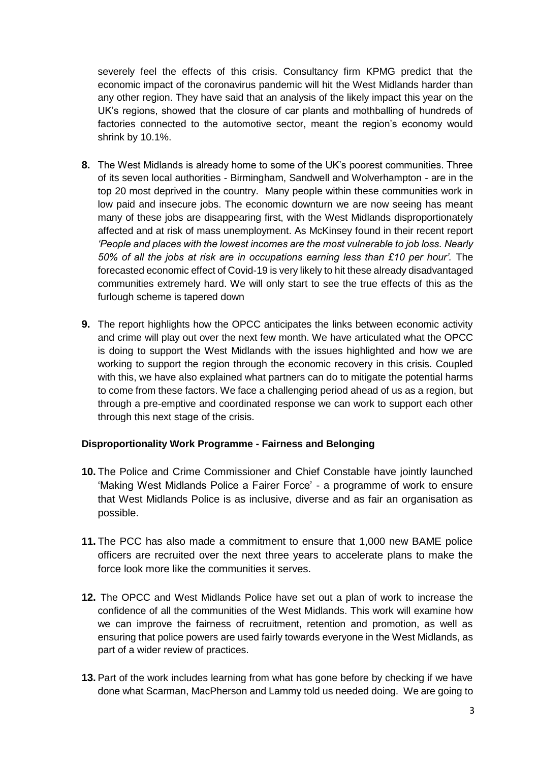severely feel the effects of this crisis. Consultancy firm KPMG predict that the economic impact of the coronavirus pandemic will hit the West Midlands harder than any other region. They have said that an analysis of the likely impact this year on the UK's regions, showed that the closure of car plants and mothballing of hundreds of factories connected to the automotive sector, meant the region's economy would shrink by 10.1%.

**8.** The West Midlands is already home to some of the UK's poorest communities. Three of its seven local authorities - Birmingham, Sandwell and Wolverhampton - are in the top 20 most deprived in the country. Many people within these communities work in low paid and insecure jobs. The economic downturn we are now seeing has meant many of these jobs are disappearing first, with the West Midlands disproportionately affected and at risk of mass unemployment. As McKinsey found in their recent report *'People and places with the lowest incomes are the most vulnerable to job loss. Nearly 50% of all the jobs at risk are in occupations earning less than £10 per hour'.* The forecasted economic effect of Covid-19 is very likely to hit these already disadvantaged communities extremely hard. We will only start to see the true effects of this as the furlough scheme is tapered down

**9.** The report highlights how the OPCC anticipates the links between economic activity and crime will play out over the next few month. We have articulated what the OPCC is doing to support the West Midlands with the issues highlighted and how we are working to support the region through the economic recovery in this crisis. Coupled with this, we have also explained what partners can do to mitigate the potential harms to come from these factors. We face a challenging period ahead of us as a region, but through a pre-emptive and coordinated response we can work to support each other through this next stage of the crisis.

**Disproportionality Work Programme - Fairness and Belonging**

**10.** The Police and Crime Commissioner and Chief Constable have jointly launched 'Making West Midlands Police a Fairer Force' - a programme of work to ensure that West Midlands Police is as inclusive, diverse and as fair an organisation as possible.

**11.** The PCC has also made a commitment to ensure that 1,000 new BAME police officers are recruited over the next three years to accelerate plans to make the force look more like the communities it serves.

**12.** The OPCC and West Midlands Police have set out a plan of work to increase the confidence of all the communities of the West Midlands. This work will examine how we can improve the fairness of recruitment, retention and promotion, as well as ensuring that police powers are used fairly towards everyone in the West Midlands, as part of a wider review of practices.

**13.** Part of the work includes learning from what has gone before by checking if we have done what Scarman, MacPherson and Lammy told us needed doing. We are going to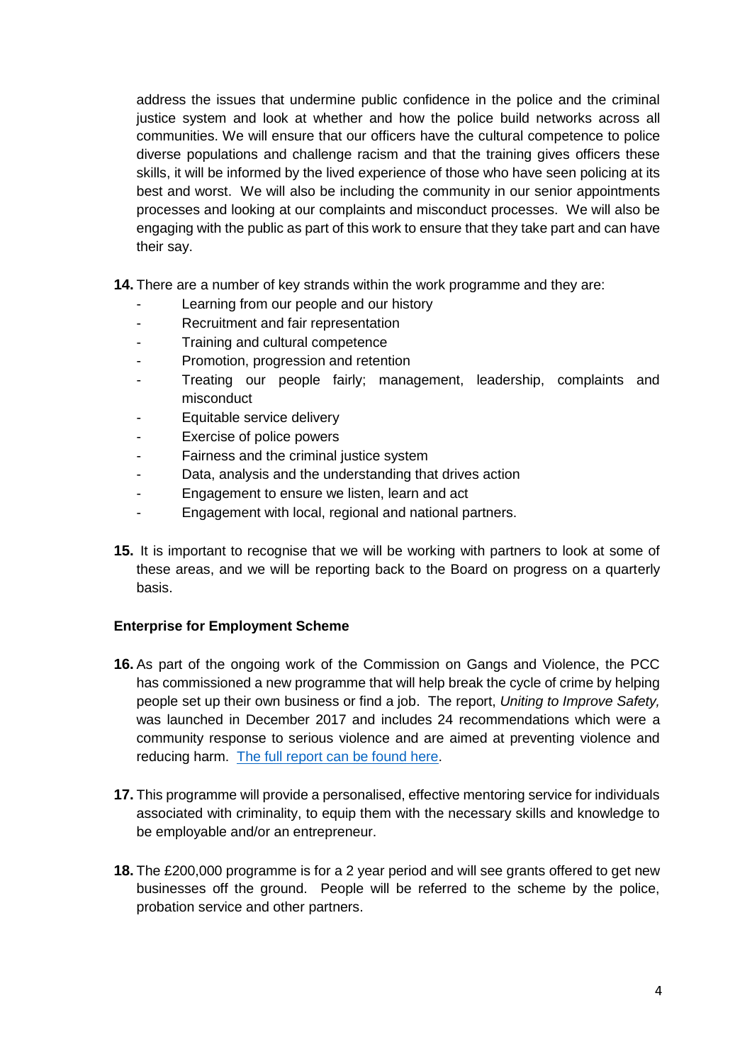address the issues that undermine public confidence in the police and the criminal justice system and look at whether and how the police build networks across all communities. We will ensure that our officers have the cultural competence to police diverse populations and challenge racism and that the training gives officers these skills, it will be informed by the lived experience of those who have seen policing at its best and worst. We will also be including the community in our senior appointments processes and looking at our complaints and misconduct processes. We will also be engaging with the public as part of this work to ensure that they take part and can have their say.

**14.** There are a number of key strands within the work programme and they are:

- Learning from our people and our history
- Recruitment and fair representation
- Training and cultural competence
- Promotion, progression and retention
- Treating our people fairly; management, leadership, complaints and misconduct
- Equitable service delivery
- Exercise of police powers
- Fairness and the criminal justice system
- Data, analysis and the understanding that drives action
- Engagement to ensure we listen, learn and act
- Engagement with local, regional and national partners.

**15.** It is important to recognise that we will be working with partners to look at some of these areas, and we will be reporting back to the Board on progress on a quarterly basis.

**Enterprise for Employment Scheme**

**16.** As part of the ongoing work of the Commission on Gangs and Violence, the PCC has commissioned a new programme that will help break the cycle of crime by helping people set up their own business or find a job. The report, *Uniting to Improve Safety,* was launched in December 2017 and includes 24 recommendations which were a community response to serious violence and are aimed at preventing violence and reducing harm. The full report can be found here.

**17.** This programme will provide a personalised, effective mentoring service for individuals associated with criminality, to equip them with the necessary skills and knowledge to be employable and/or an entrepreneur.

**18.** The £200,000 programme is for a 2 year period and will see grants offered to get new businesses off the ground. People will be referred to the scheme by the police, probation service and other partners.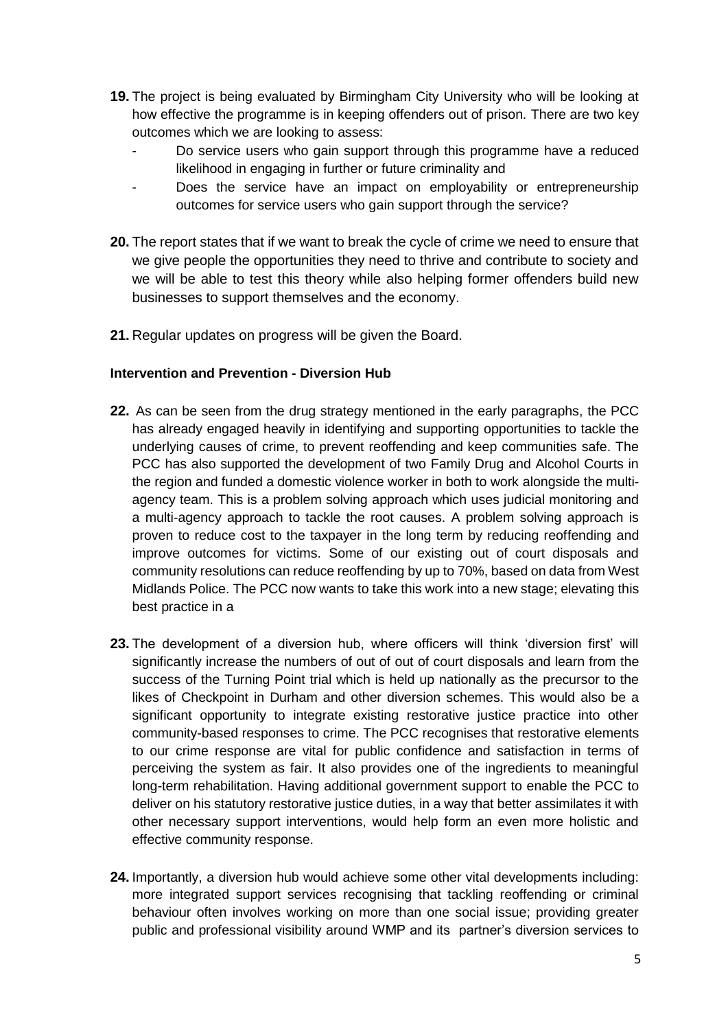**19.** The project is being evaluated by Birmingham City University who will be looking at how effective the programme is in keeping offenders out of prison. There are two key outcomes which we are looking to assess:

- Do service users who gain support through this programme have a reduced likelihood in engaging in further or future criminality and
- Does the service have an impact on employability or entrepreneurship outcomes for service users who gain support through the service?

**20.** The report states that if we want to break the cycle of crime we need to ensure that we give people the opportunities they need to thrive and contribute to society and we will be able to test this theory while also helping former offenders build new businesses to support themselves and the economy.

**21.** Regular updates on progress will be given the Board.

**Intervention and Prevention - Diversion Hub**

**22.** As can be seen from the drug strategy mentioned in the early paragraphs, the PCC has already engaged heavily in identifying and supporting opportunities to tackle the underlying causes of crime, to prevent reoffending and keep communities safe. The PCC has also supported the development of two Family Drug and Alcohol Courts in the region and funded a domestic violence worker in both to work alongside the multi-agency team. This is a problem solving approach which uses judicial monitoring and a multi-agency approach to tackle the root causes. A problem solving approach is proven to reduce cost to the taxpayer in the long term by reducing reoffending and improve outcomes for victims. Some of our existing out of court disposals and community resolutions can reduce reoffending by up to 70%, based on data from West Midlands Police. The PCC now wants to take this work into a new stage; elevating this best practice in a

**23.** The development of a diversion hub, where officers will think 'diversion first' will significantly increase the numbers of out of out of court disposals and learn from the success of the Turning Point trial which is held up nationally as the precursor to the likes of Checkpoint in Durham and other diversion schemes. This would also be a significant opportunity to integrate existing restorative justice practice into other community-based responses to crime. The PCC recognises that restorative elements to our crime response are vital for public confidence and satisfaction in terms of perceiving the system as fair. It also provides one of the ingredients to meaningful long-term rehabilitation. Having additional government support to enable the PCC to deliver on his statutory restorative justice duties, in a way that better assimilates it with other necessary support interventions, would help form an even more holistic and effective community response.

**24.** Importantly, a diversion hub would achieve some other vital developments including: more integrated support services recognising that tackling reoffending or criminal behaviour often involves working on more than one social issue; providing greater public and professional visibility around WMP and its partner's diversion services to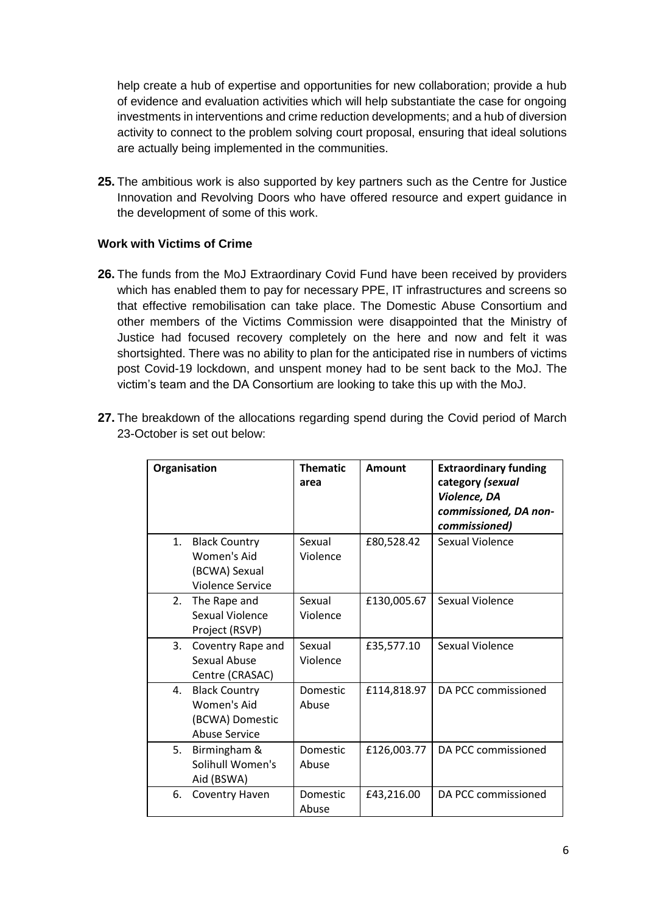help create a hub of expertise and opportunities for new collaboration; provide a hub of evidence and evaluation activities which will help substantiate the case for ongoing investments in interventions and crime reduction developments; and a hub of diversion activity to connect to the problem solving court proposal, ensuring that ideal solutions are actually being implemented in the communities.

**25.** The ambitious work is also supported by key partners such as the Centre for Justice Innovation and Revolving Doors who have offered resource and expert guidance in the development of some of this work.

**Work with Victims of Crime**

**26.** The funds from the MoJ Extraordinary Covid Fund have been received by providers which has enabled them to pay for necessary PPE, IT infrastructures and screens so that effective remobilisation can take place. The Domestic Abuse Consortium and other members of the Victims Commission were disappointed that the Ministry of Justice had focused recovery completely on the here and now and felt it was shortsighted. There was no ability to plan for the anticipated rise in numbers of victims post Covid-19 lockdown, and unspent money had to be sent back to the MoJ. The victim's team and the DA Consortium are looking to take this up with the MoJ.

**27.** The breakdown of the allocations regarding spend during the Covid period of March 23-October is set out below:

| **Organisation** | **Thematic area** | **Amount** | **Extraordinary funding category *(sexual Violence, DA commissioned, DA non-commissioned)*** |
|---|---|---|---|
| 1. Black Country Women's Aid (BCWA) Sexual Violence Service | Sexual Violence | £80,528.42 | Sexual Violence |
| 2. The Rape and Sexual Violence Project (RSVP) | Sexual Violence | £130,005.67 | Sexual Violence |
| 3. Coventry Rape and Sexual Abuse Centre (CRASAC) | Sexual Violence | £35,577.10 | Sexual Violence |
| 4. Black Country Women's Aid (BCWA) Domestic Abuse Service | Domestic Abuse | £114,818.97 | DA PCC commissioned |
| 5. Birmingham & Solihull Women's Aid (BSWA) | Domestic Abuse | £126,003.77 | DA PCC commissioned |
| 6. Coventry Haven | Domestic Abuse | £43,216.00 | DA PCC commissioned |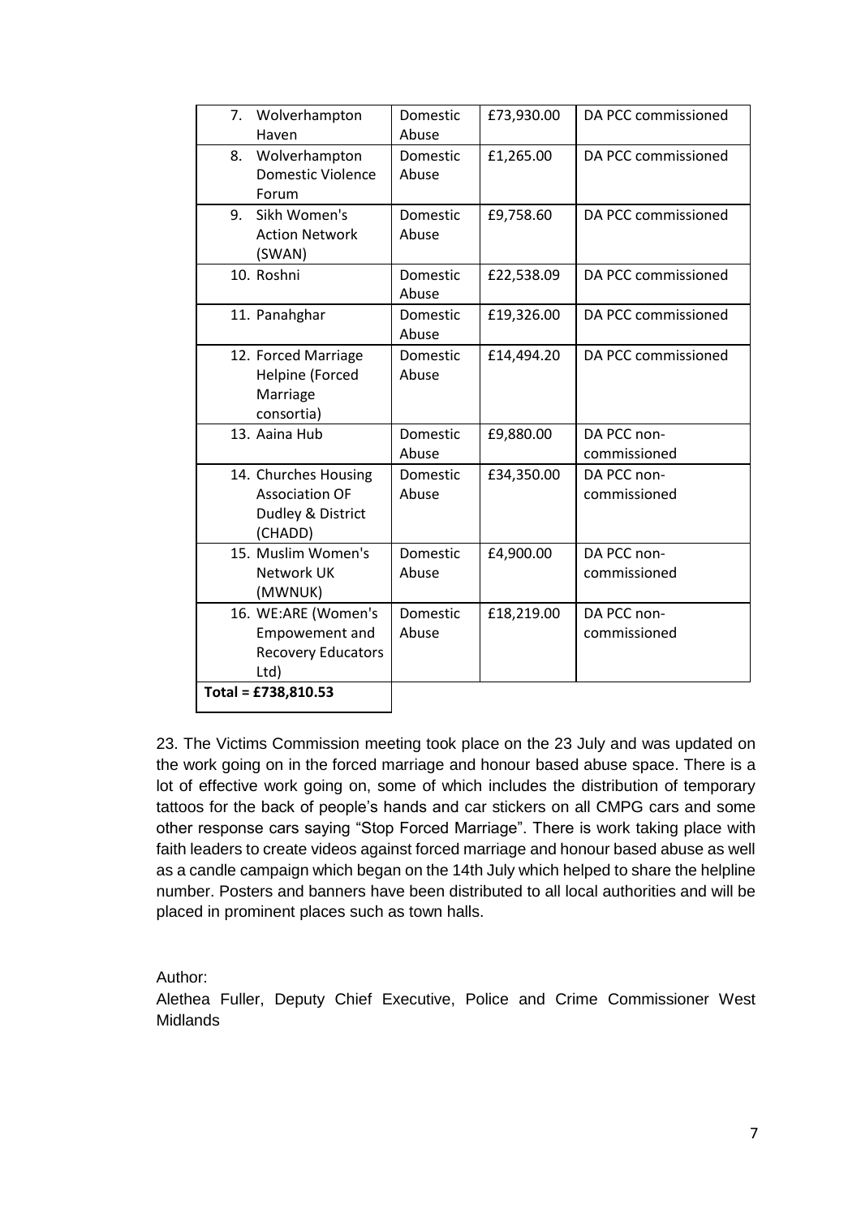| | | | |
|---|---|---|---|
| 7. Wolverhampton Haven | Domestic Abuse | £73,930.00 | DA PCC commissioned |
| 8. Wolverhampton Domestic Violence Forum | Domestic Abuse | £1,265.00 | DA PCC commissioned |
| 9. Sikh Women's Action Network (SWAN) | Domestic Abuse | £9,758.60 | DA PCC commissioned |
| 10. Roshni | Domestic Abuse | £22,538.09 | DA PCC commissioned |
| 11. Panahghar | Domestic Abuse | £19,326.00 | DA PCC commissioned |
| 12. Forced Marriage Helpine (Forced Marriage consortia) | Domestic Abuse | £14,494.20 | DA PCC commissioned |
| 13. Aaina Hub | Domestic Abuse | £9,880.00 | DA PCC non-commissioned |
| 14. Churches Housing Association OF Dudley & District (CHADD) | Domestic Abuse | £34,350.00 | DA PCC non-commissioned |
| 15. Muslim Women's Network UK (MWNUK) | Domestic Abuse | £4,900.00 | DA PCC non-commissioned |
| 16. WE:ARE (Women's Empowement and Recovery Educators Ltd) | Domestic Abuse | £18,219.00 | DA PCC non-commissioned |
| **Total = £738,810.53** | | | |

23. The Victims Commission meeting took place on the 23 July and was updated on the work going on in the forced marriage and honour based abuse space. There is a lot of effective work going on, some of which includes the distribution of temporary tattoos for the back of people's hands and car stickers on all CMPG cars and some other response cars saying "Stop Forced Marriage". There is work taking place with faith leaders to create videos against forced marriage and honour based abuse as well as a candle campaign which began on the 14th July which helped to share the helpline number. Posters and banners have been distributed to all local authorities and will be placed in prominent places such as town halls.

Author:

Alethea Fuller, Deputy Chief Executive, Police and Crime Commissioner West Midlands